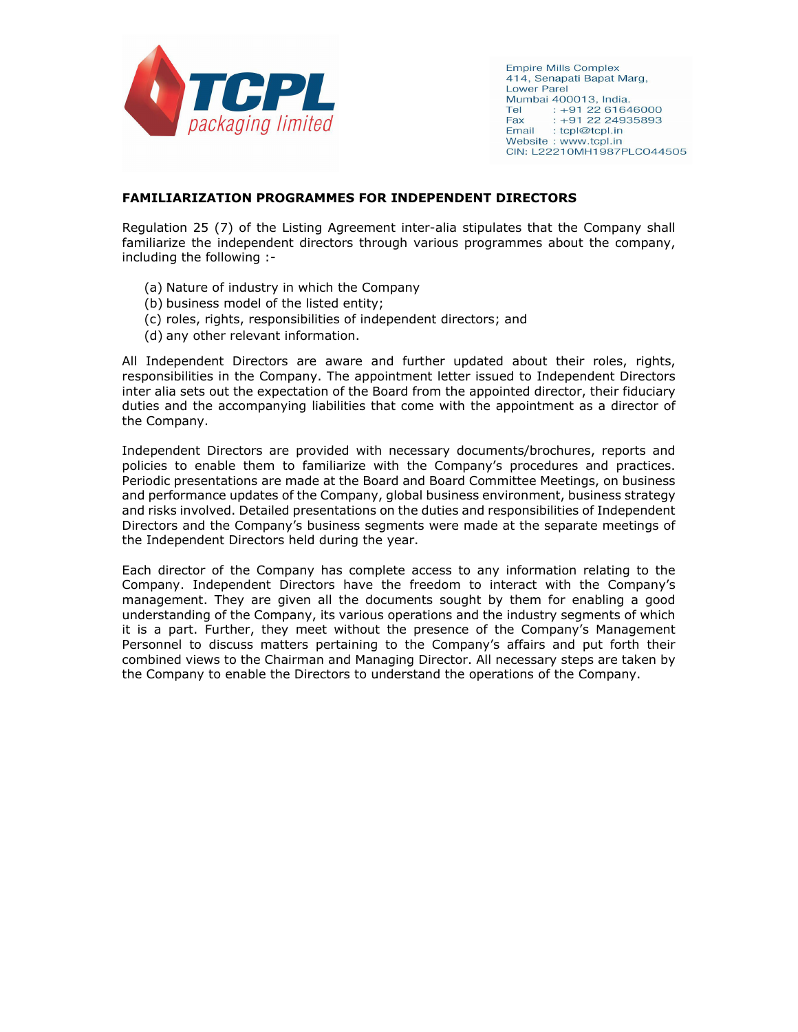TCPL packaging limited

Empire Mills Complex
414, Senapati Bapat Marg,
Lower Parel
Mumbai 400013, India.
Tel : +91 22 61646000
Fax : +91 22 24935893
Email : tcpl@tcpl.in
Website : www.tcpl.in
CIN: L22210MH1987PLC044505

**FAMILIARIZATION PROGRAMMES FOR INDEPENDENT DIRECTORS**

Regulation 25 (7) of the Listing Agreement inter-alia stipulates that the Company shall familiarize the independent directors through various programmes about the company, including the following :-

(a) Nature of industry in which the Company
(b) business model of the listed entity;
(c) roles, rights, responsibilities of independent directors; and
(d) any other relevant information.

All Independent Directors are aware and further updated about their roles, rights, responsibilities in the Company. The appointment letter issued to Independent Directors inter alia sets out the expectation of the Board from the appointed director, their fiduciary duties and the accompanying liabilities that come with the appointment as a director of the Company.

Independent Directors are provided with necessary documents/brochures, reports and policies to enable them to familiarize with the Company's procedures and practices. Periodic presentations are made at the Board and Board Committee Meetings, on business and performance updates of the Company, global business environment, business strategy and risks involved. Detailed presentations on the duties and responsibilities of Independent Directors and the Company's business segments were made at the separate meetings of the Independent Directors held during the year.

Each director of the Company has complete access to any information relating to the Company. Independent Directors have the freedom to interact with the Company's management. They are given all the documents sought by them for enabling a good understanding of the Company, its various operations and the industry segments of which it is a part. Further, they meet without the presence of the Company's Management Personnel to discuss matters pertaining to the Company's affairs and put forth their combined views to the Chairman and Managing Director. All necessary steps are taken by the Company to enable the Directors to understand the operations of the Company.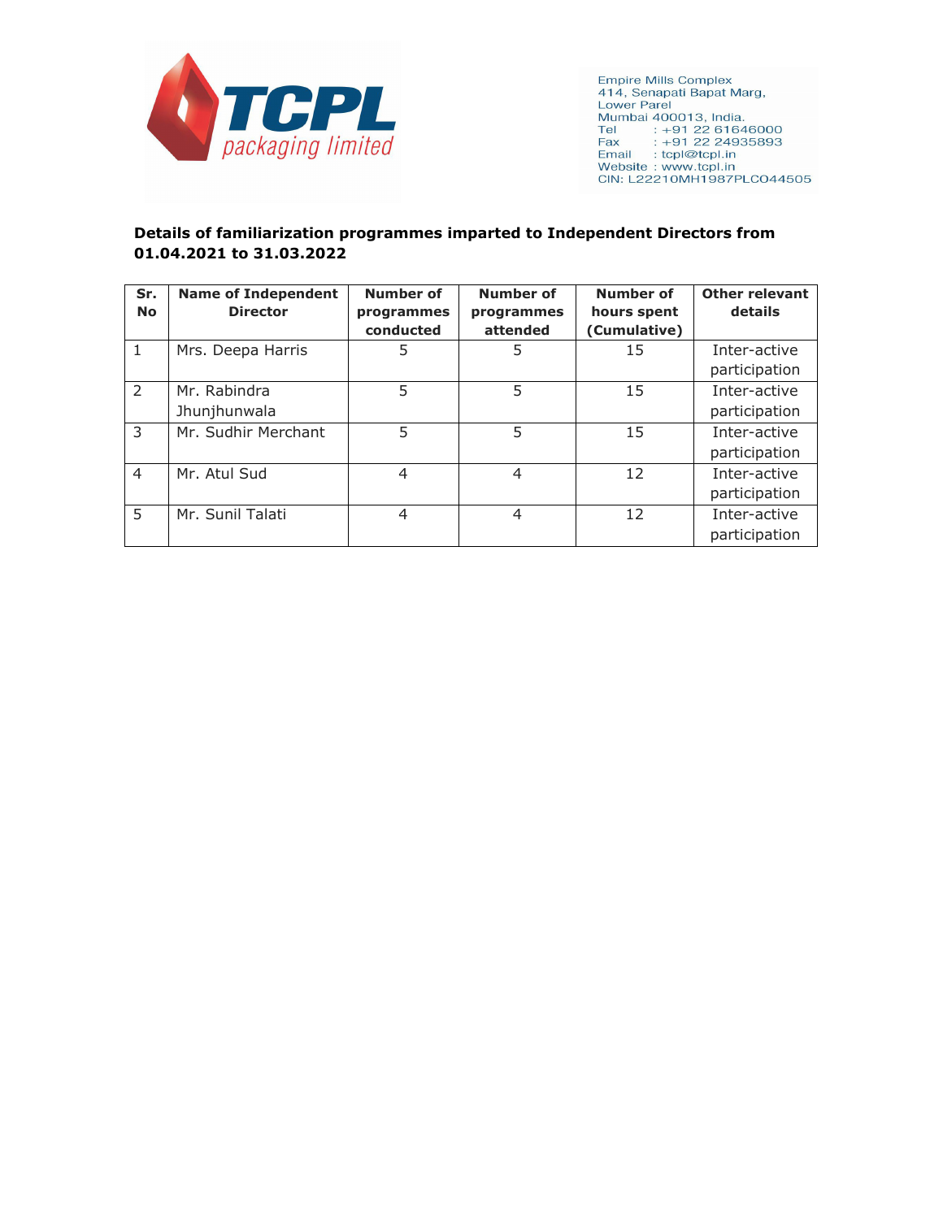TCPL packaging limited

Empire Mills Complex
414, Senapati Bapat Marg,
Lower Parel
Mumbai 400013, India.
Tel : +91 22 61646000
Fax : +91 22 24935893
Email : tcpl@tcpl.in
Website : www.tcpl.in
CIN: L22210MH1987PLC044505

**Details of familiarization programmes imparted to Independent Directors from 01.04.2021 to 31.03.2022**

| Sr. No | Name of Independent Director | Number of programmes conducted | Number of programmes attended | Number of hours spent (Cumulative) | Other relevant details |
|---|---|---|---|---|---|
| 1 | Mrs. Deepa Harris | 5 | 5 | 15 | Inter-active participation |
| 2 | Mr. Rabindra Jhunjhunwala | 5 | 5 | 15 | Inter-active participation |
| 3 | Mr. Sudhir Merchant | 5 | 5 | 15 | Inter-active participation |
| 4 | Mr. Atul Sud | 4 | 4 | 12 | Inter-active participation |
| 5 | Mr. Sunil Talati | 4 | 4 | 12 | Inter-active participation |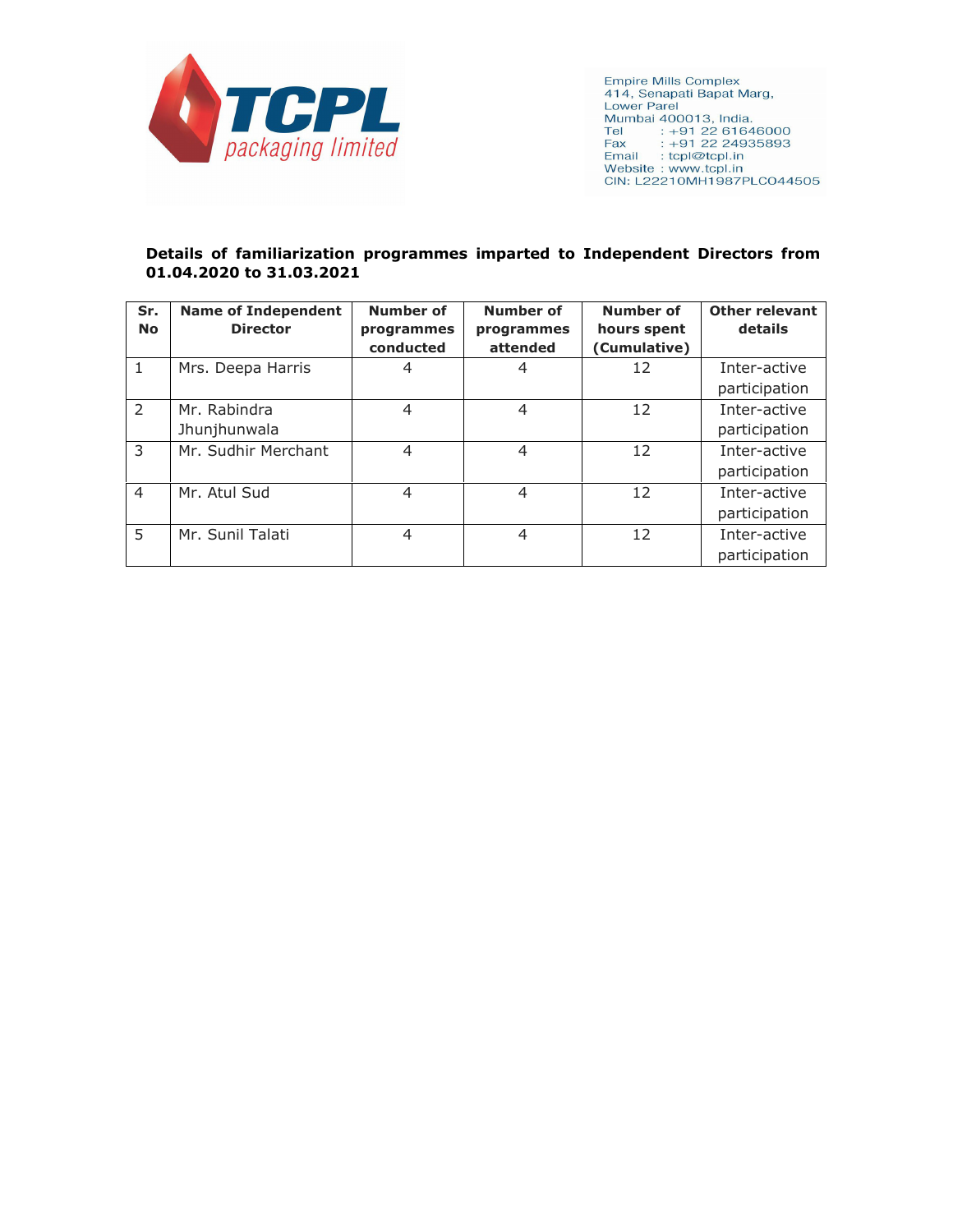Empire Mills Complex
414, Senapati Bapat Marg,
Lower Parel
Mumbai 400013, India.
Tel : +91 22 61646000
Fax : +91 22 24935893
Email : tcpl@tcpl.in
Website : www.tcpl.in
CIN: L22210MH1987PLC044505

**Details of familiarization programmes imparted to Independent Directors from 01.04.2020 to 31.03.2021**

| Sr. No | Name of Independent Director | Number of programmes conducted | Number of programmes attended | Number of hours spent (Cumulative) | Other relevant details |
|---|---|---|---|---|---|
| 1 | Mrs. Deepa Harris | 4 | 4 | 12 | Inter-active participation |
| 2 | Mr. Rabindra Jhunjhunwala | 4 | 4 | 12 | Inter-active participation |
| 3 | Mr. Sudhir Merchant | 4 | 4 | 12 | Inter-active participation |
| 4 | Mr. Atul Sud | 4 | 4 | 12 | Inter-active participation |
| 5 | Mr. Sunil Talati | 4 | 4 | 12 | Inter-active participation |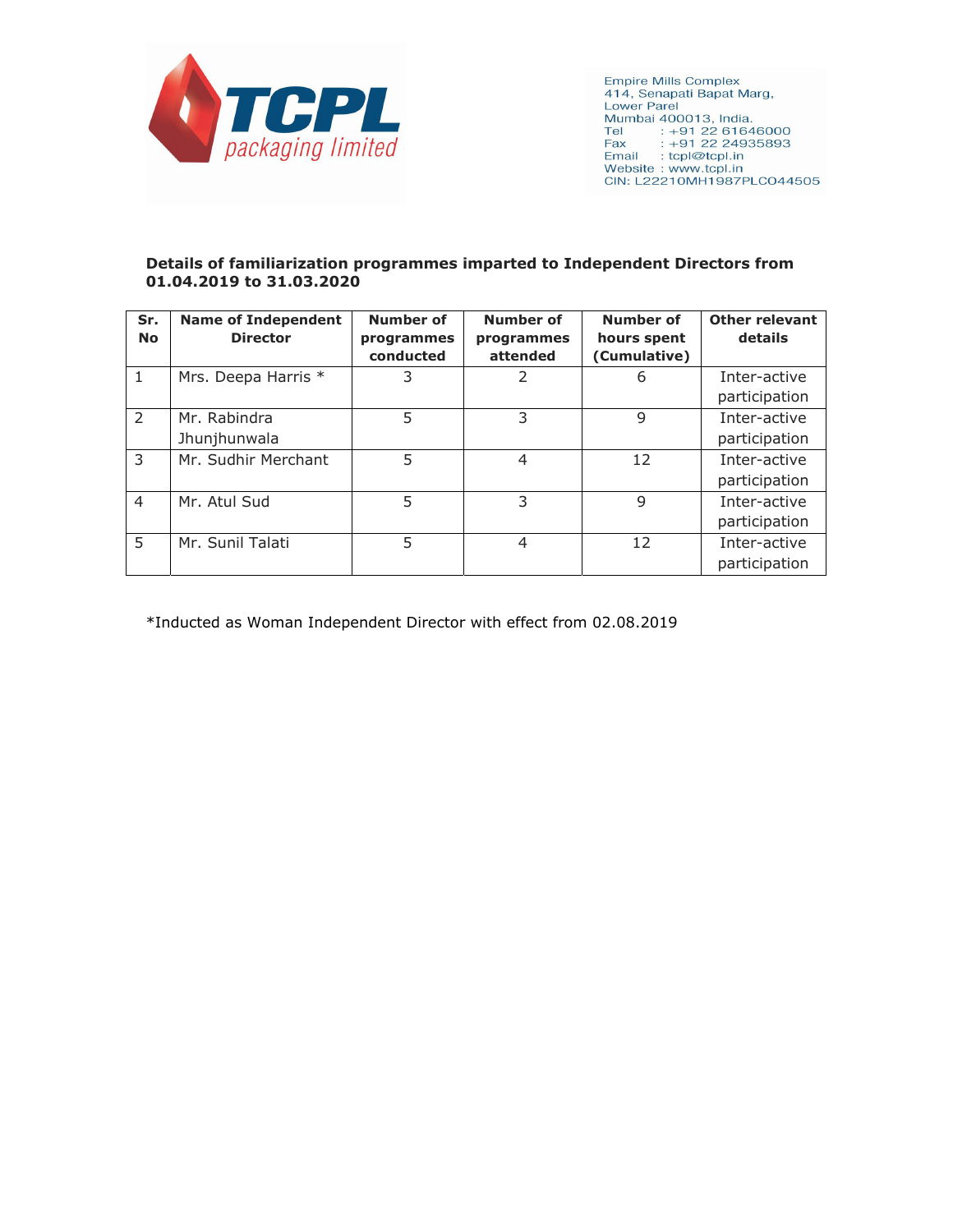TCPL packaging limited

Empire Mills Complex
414, Senapati Bapat Marg,
Lower Parel
Mumbai 400013, India.
Tel : +91 22 61646000
Fax : +91 22 24935893
Email : tcpl@tcpl.in
Website : www.tcpl.in
CIN: L22210MH1987PLC044505

**Details of familiarization programmes imparted to Independent Directors from 01.04.2019 to 31.03.2020**

| Sr. No | Name of Independent Director | Number of programmes conducted | Number of programmes attended | Number of hours spent (Cumulative) | Other relevant details |
|---|---|---|---|---|---|
| 1 | Mrs. Deepa Harris * | 3 | 2 | 6 | Inter-active participation |
| 2 | Mr. Rabindra Jhunjhunwala | 5 | 3 | 9 | Inter-active participation |
| 3 | Mr. Sudhir Merchant | 5 | 4 | 12 | Inter-active participation |
| 4 | Mr. Atul Sud | 5 | 3 | 9 | Inter-active participation |
| 5 | Mr. Sunil Talati | 5 | 4 | 12 | Inter-active participation |

*Inducted as Woman Independent Director with effect from 02.08.2019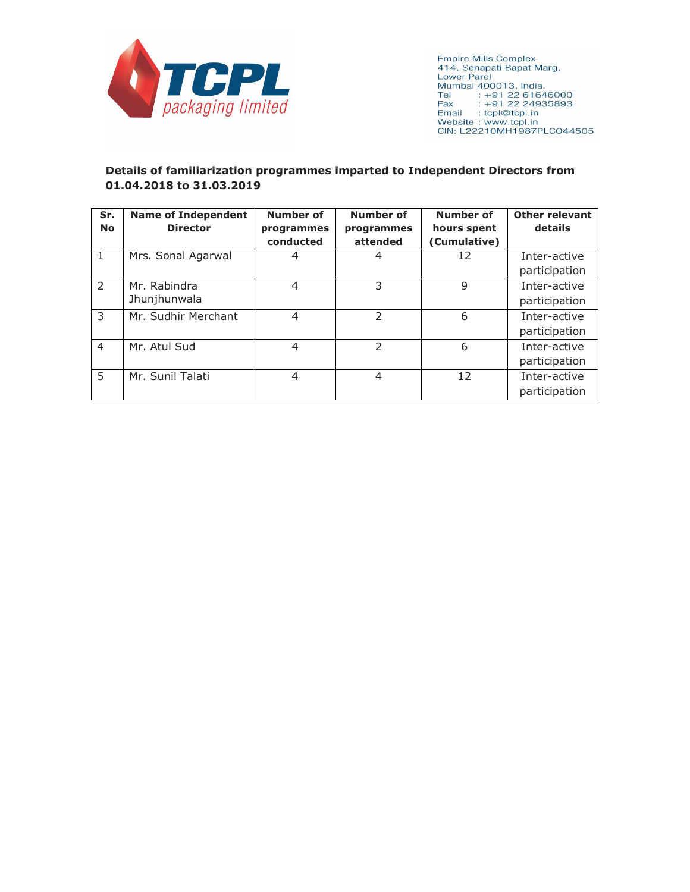TCPL packaging limited

Empire Mills Complex
414, Senapati Bapat Marg,
Lower Parel
Mumbai 400013, India.
Tel : +91 22 61646000
Fax : +91 22 24935893
Email : tcpl@tcpl.in
Website : www.tcpl.in
CIN: L22210MH1987PLC044505

**Details of familiarization programmes imparted to Independent Directors from 01.04.2018 to 31.03.2019**

| Sr. No | Name of Independent Director | Number of programmes conducted | Number of programmes attended | Number of hours spent (Cumulative) | Other relevant details |
|---|---|---|---|---|---|
| 1 | Mrs. Sonal Agarwal | 4 | 4 | 12 | Inter-active participation |
| 2 | Mr. Rabindra Jhunjhunwala | 4 | 3 | 9 | Inter-active participation |
| 3 | Mr. Sudhir Merchant | 4 | 2 | 6 | Inter-active participation |
| 4 | Mr. Atul Sud | 4 | 2 | 6 | Inter-active participation |
| 5 | Mr. Sunil Talati | 4 | 4 | 12 | Inter-active participation |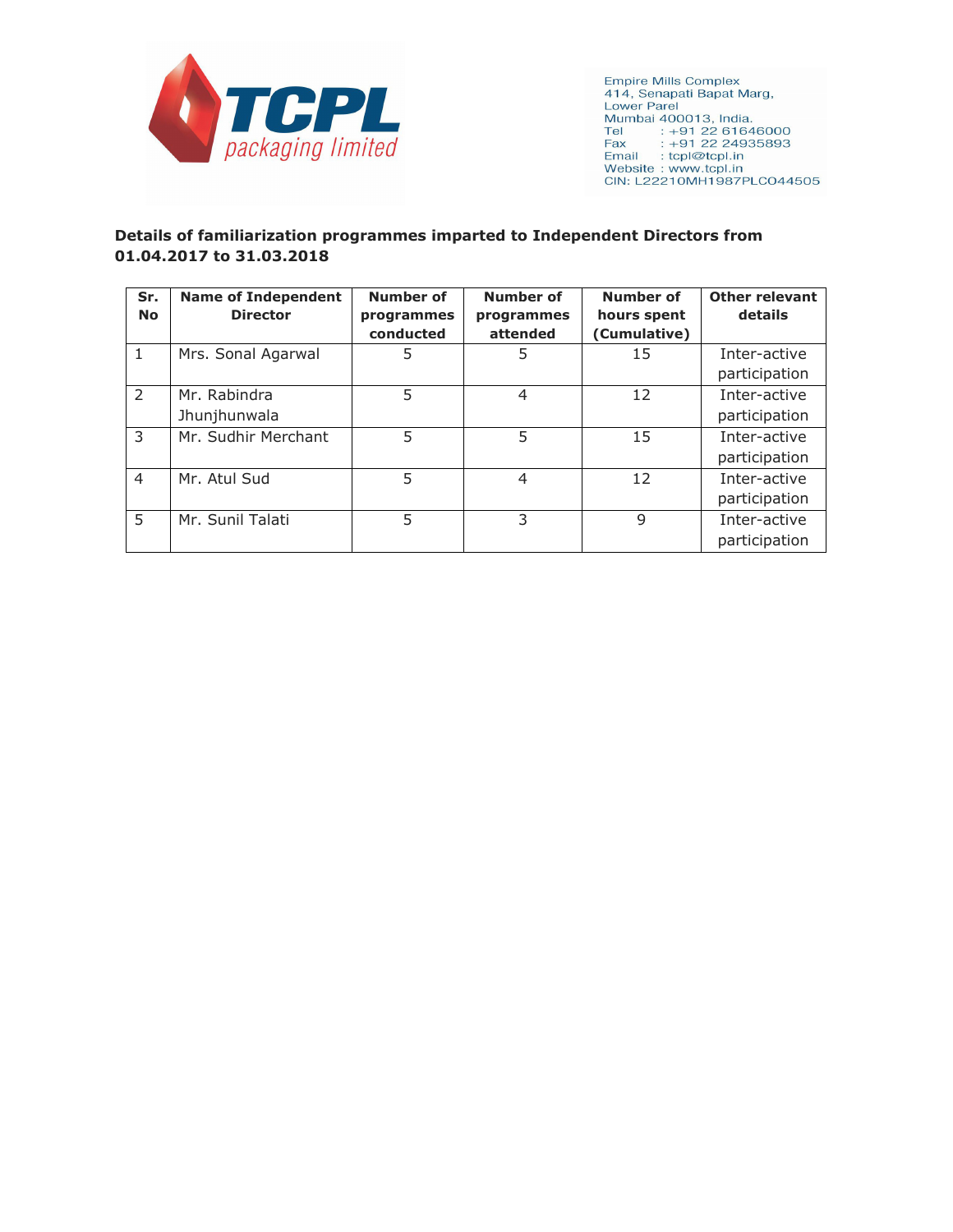TCPL packaging limited

Empire Mills Complex
414, Senapati Bapat Marg,
Lower Parel
Mumbai 400013, India.
Tel : +91 22 61646000
Fax : +91 22 24935893
Email : tcpl@tcpl.in
Website : www.tcpl.in
CIN: L22210MH1987PLC044505

**Details of familiarization programmes imparted to Independent Directors from 01.04.2017 to 31.03.2018**

| Sr. No | Name of Independent Director | Number of programmes conducted | Number of programmes attended | Number of hours spent (Cumulative) | Other relevant details |
|---|---|---|---|---|---|
| 1 | Mrs. Sonal Agarwal | 5 | 5 | 15 | Inter-active participation |
| 2 | Mr. Rabindra Jhunjhunwala | 5 | 4 | 12 | Inter-active participation |
| 3 | Mr. Sudhir Merchant | 5 | 5 | 15 | Inter-active participation |
| 4 | Mr. Atul Sud | 5 | 4 | 12 | Inter-active participation |
| 5 | Mr. Sunil Talati | 5 | 3 | 9 | Inter-active participation |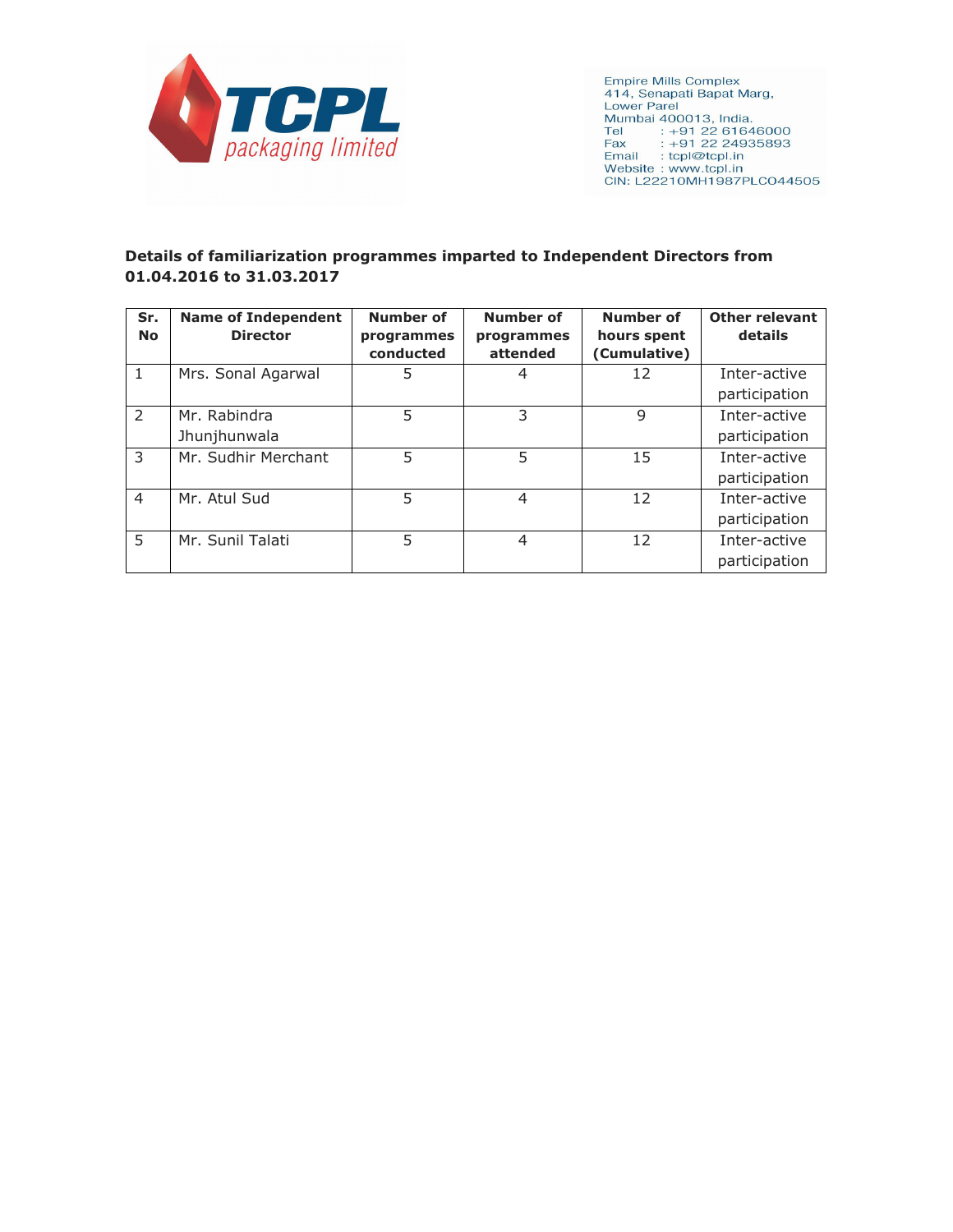TCPL packaging limited

Empire Mills Complex
414, Senapati Bapat Marg,
Lower Parel
Mumbai 400013, India.
Tel : +91 22 61646000
Fax : +91 22 24935893
Email : tcpl@tcpl.in
Website : www.tcpl.in
CIN: L22210MH1987PLC044505

**Details of familiarization programmes imparted to Independent Directors from 01.04.2016 to 31.03.2017**

| Sr. No | Name of Independent Director | Number of programmes conducted | Number of programmes attended | Number of hours spent (Cumulative) | Other relevant details |
|---|---|---|---|---|---|
| 1 | Mrs. Sonal Agarwal | 5 | 4 | 12 | Inter-active participation |
| 2 | Mr. Rabindra Jhunjhunwala | 5 | 3 | 9 | Inter-active participation |
| 3 | Mr. Sudhir Merchant | 5 | 5 | 15 | Inter-active participation |
| 4 | Mr. Atul Sud | 5 | 4 | 12 | Inter-active participation |
| 5 | Mr. Sunil Talati | 5 | 4 | 12 | Inter-active participation |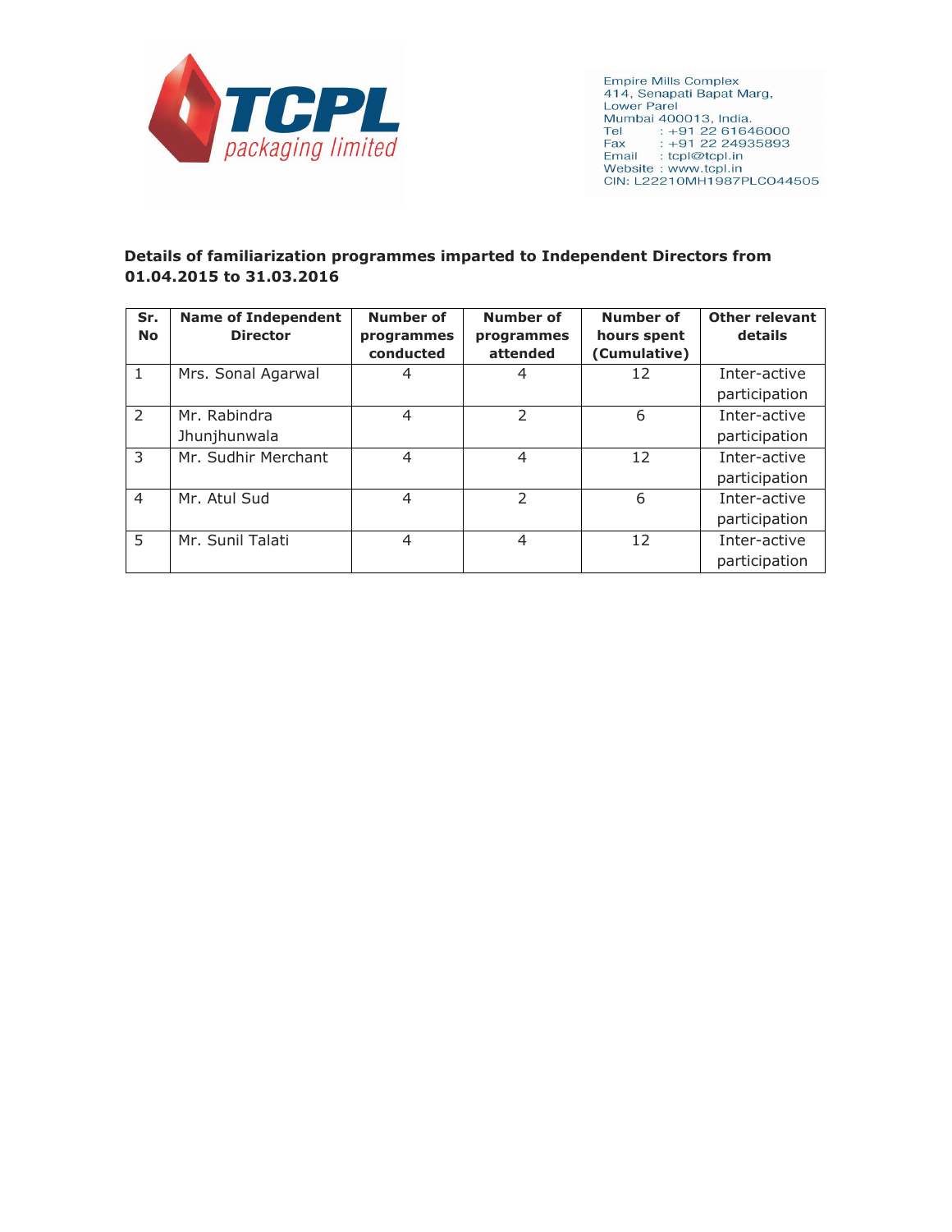TCPL packaging limited

Empire Mills Complex
414, Senapati Bapat Marg,
Lower Parel
Mumbai 400013, India.
Tel : +91 22 61646000
Fax : +91 22 24935893
Email : tcpl@tcpl.in
Website : www.tcpl.in
CIN: L22210MH1987PLC044505

**Details of familiarization programmes imparted to Independent Directors from 01.04.2015 to 31.03.2016**

| Sr. No | Name of Independent Director | Number of programmes conducted | Number of programmes attended | Number of hours spent (Cumulative) | Other relevant details |
|---|---|---|---|---|---|
| 1 | Mrs. Sonal Agarwal | 4 | 4 | 12 | Inter-active participation |
| 2 | Mr. Rabindra Jhunjhunwala | 4 | 2 | 6 | Inter-active participation |
| 3 | Mr. Sudhir Merchant | 4 | 4 | 12 | Inter-active participation |
| 4 | Mr. Atul Sud | 4 | 2 | 6 | Inter-active participation |
| 5 | Mr. Sunil Talati | 4 | 4 | 12 | Inter-active participation |